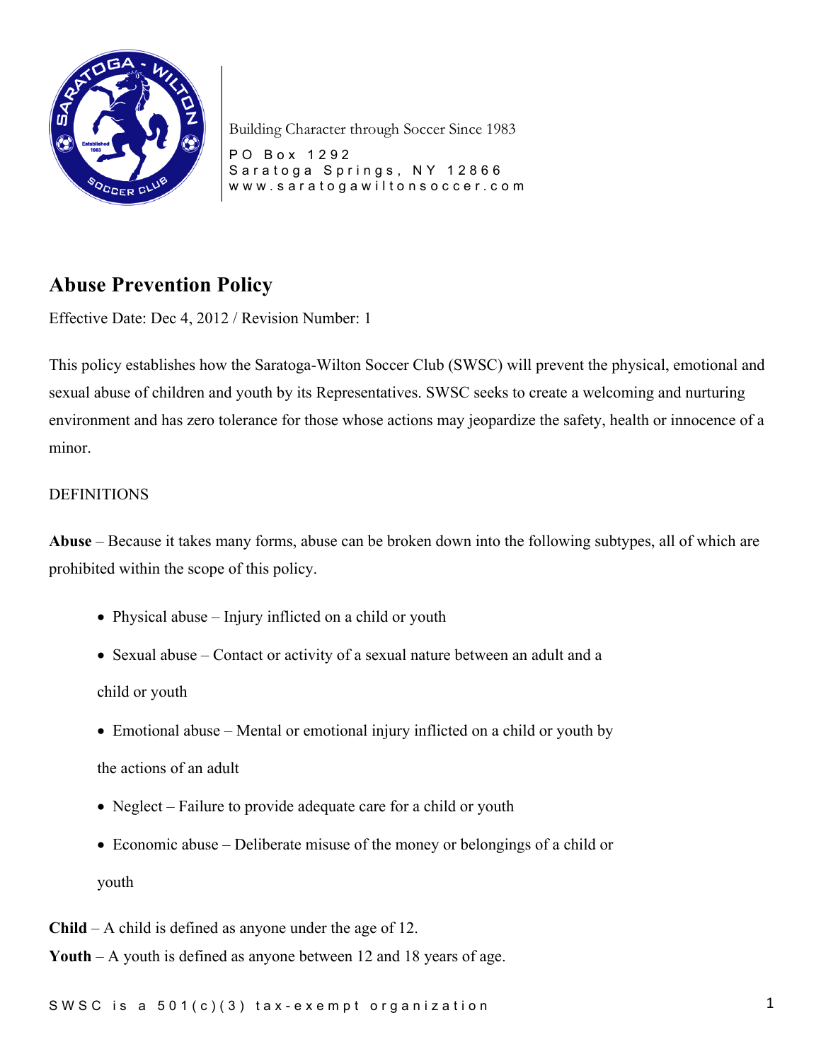Building Character through Soccer Since 1983

PO Box 1292
Saratoga Springs, NY 12866
www.saratogawiltonsoccer.com

# Abuse Prevention Policy

Effective Date: Dec 4, 2012 / Revision Number: 1

This policy establishes how the Saratoga-Wilton Soccer Club (SWSC) will prevent the physical, emotional and sexual abuse of children and youth by its Representatives. SWSC seeks to create a welcoming and nurturing environment and has zero tolerance for those whose actions may jeopardize the safety, health or innocence of a minor.

DEFINITIONS

**Abuse** – Because it takes many forms, abuse can be broken down into the following subtypes, all of which are prohibited within the scope of this policy.

- Physical abuse – Injury inflicted on a child or youth
- Sexual abuse – Contact or activity of a sexual nature between an adult and a child or youth
- Emotional abuse – Mental or emotional injury inflicted on a child or youth by the actions of an adult
- Neglect – Failure to provide adequate care for a child or youth
- Economic abuse – Deliberate misuse of the money or belongings of a child or youth

**Child** – A child is defined as anyone under the age of 12.
**Youth** – A youth is defined as anyone between 12 and 18 years of age.

SWSC is a 501(c)(3) tax-exempt organization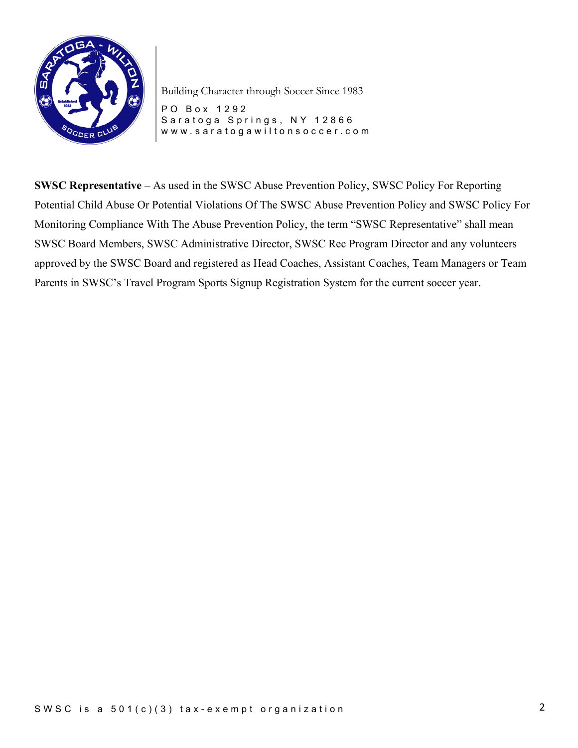**SWSC Representative** – As used in the SWSC Abuse Prevention Policy, SWSC Policy For Reporting Potential Child Abuse Or Potential Violations Of The SWSC Abuse Prevention Policy and SWSC Policy For Monitoring Compliance With The Abuse Prevention Policy, the term "SWSC Representative" shall mean SWSC Board Members, SWSC Administrative Director, SWSC Rec Program Director and any volunteers approved by the SWSC Board and registered as Head Coaches, Assistant Coaches, Team Managers or Team Parents in SWSC's Travel Program Sports Signup Registration System for the current soccer year.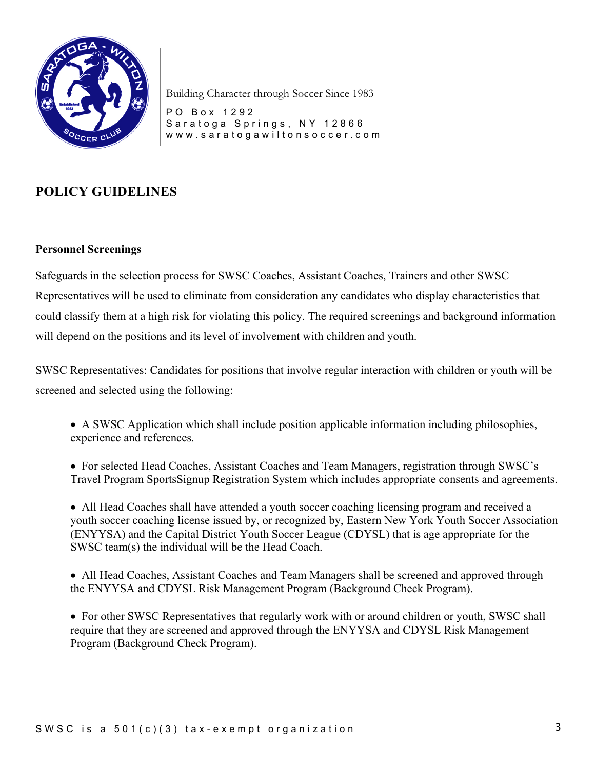Building Character through Soccer Since 1983

PO Box 1292
Saratoga Springs, NY 12866
www.saratogawiltonsoccer.com

## POLICY GUIDELINES

### Personnel Screenings

Safeguards in the selection process for SWSC Coaches, Assistant Coaches, Trainers and other SWSC Representatives will be used to eliminate from consideration any candidates who display characteristics that could classify them at a high risk for violating this policy. The required screenings and background information will depend on the positions and its level of involvement with children and youth.

SWSC Representatives: Candidates for positions that involve regular interaction with children or youth will be screened and selected using the following:

- A SWSC Application which shall include position applicable information including philosophies, experience and references.
- For selected Head Coaches, Assistant Coaches and Team Managers, registration through SWSC's Travel Program SportsSignup Registration System which includes appropriate consents and agreements.
- All Head Coaches shall have attended a youth soccer coaching licensing program and received a youth soccer coaching license issued by, or recognized by, Eastern New York Youth Soccer Association (ENYYSA) and the Capital District Youth Soccer League (CDYSL) that is age appropriate for the SWSC team(s) the individual will be the Head Coach.
- All Head Coaches, Assistant Coaches and Team Managers shall be screened and approved through the ENYYSA and CDYSL Risk Management Program (Background Check Program).
- For other SWSC Representatives that regularly work with or around children or youth, SWSC shall require that they are screened and approved through the ENYYSA and CDYSL Risk Management Program (Background Check Program).

SWSC is a 501(c)(3) tax-exempt organization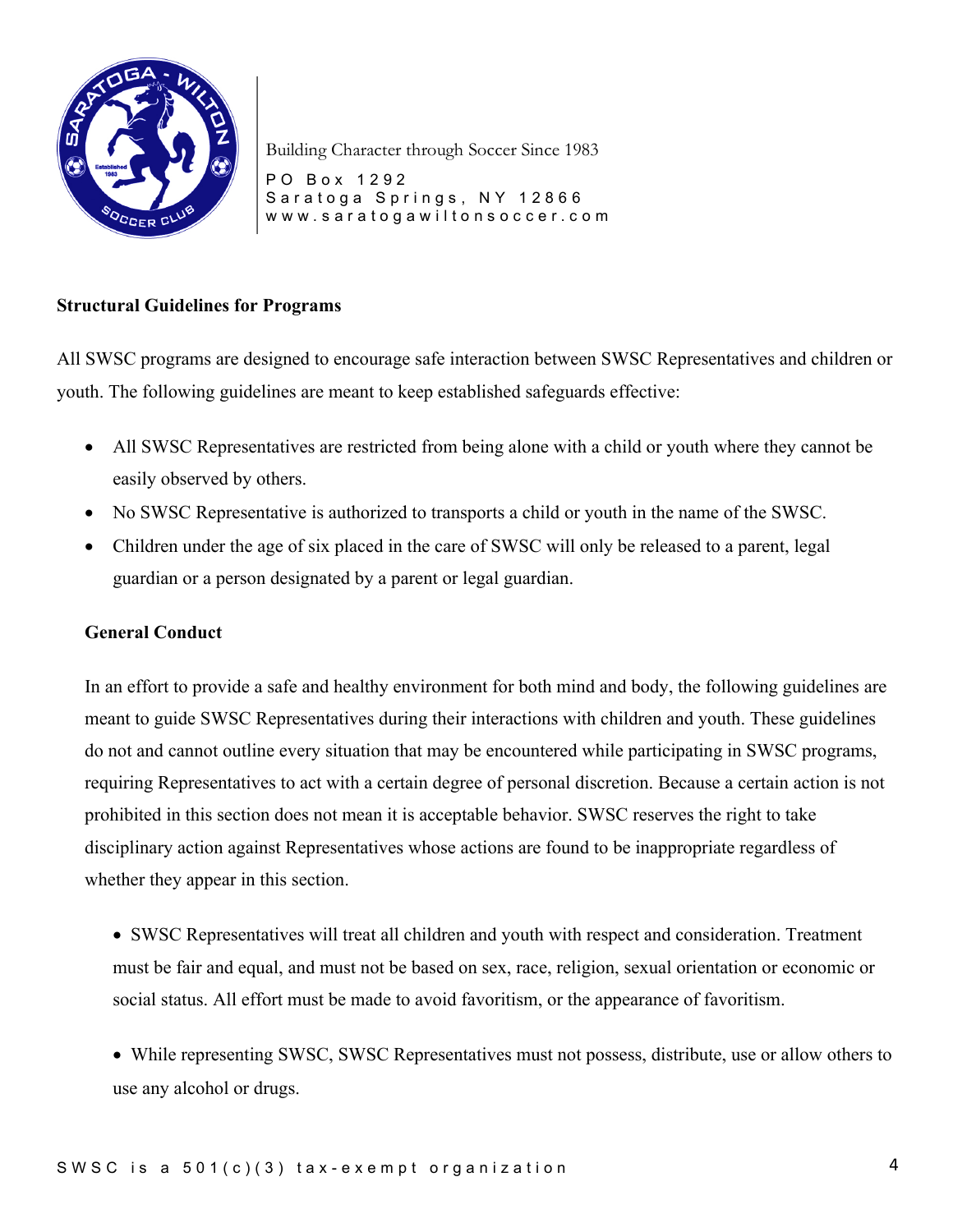### Structural Guidelines for Programs

All SWSC programs are designed to encourage safe interaction between SWSC Representatives and children or youth. The following guidelines are meant to keep established safeguards effective:

- All SWSC Representatives are restricted from being alone with a child or youth where they cannot be easily observed by others.
- No SWSC Representative is authorized to transports a child or youth in the name of the SWSC.
- Children under the age of six placed in the care of SWSC will only be released to a parent, legal guardian or a person designated by a parent or legal guardian.

### General Conduct

In an effort to provide a safe and healthy environment for both mind and body, the following guidelines are meant to guide SWSC Representatives during their interactions with children and youth. These guidelines do not and cannot outline every situation that may be encountered while participating in SWSC programs, requiring Representatives to act with a certain degree of personal discretion. Because a certain action is not prohibited in this section does not mean it is acceptable behavior. SWSC reserves the right to take disciplinary action against Representatives whose actions are found to be inappropriate regardless of whether they appear in this section.

- SWSC Representatives will treat all children and youth with respect and consideration. Treatment must be fair and equal, and must not be based on sex, race, religion, sexual orientation or economic or social status. All effort must be made to avoid favoritism, or the appearance of favoritism.

- While representing SWSC, SWSC Representatives must not possess, distribute, use or allow others to use any alcohol or drugs.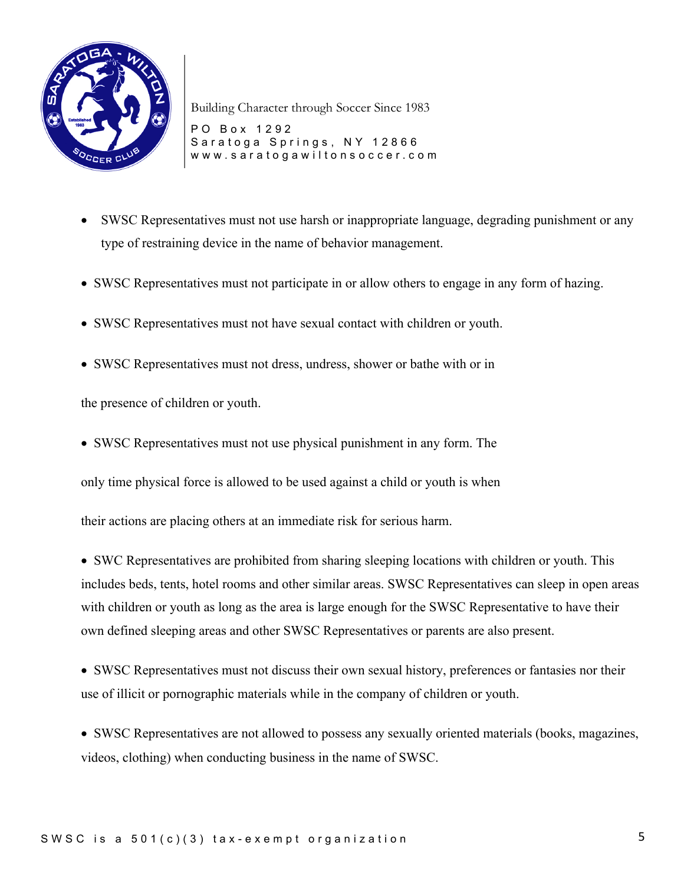- SWSC Representatives must not use harsh or inappropriate language, degrading punishment or any type of restraining device in the name of behavior management.

- SWSC Representatives must not participate in or allow others to engage in any form of hazing.

- SWSC Representatives must not have sexual contact with children or youth.

- SWSC Representatives must not dress, undress, shower or bathe with or in the presence of children or youth.

- SWSC Representatives must not use physical punishment in any form. The only time physical force is allowed to be used against a child or youth is when their actions are placing others at an immediate risk for serious harm.

- SWC Representatives are prohibited from sharing sleeping locations with children or youth. This includes beds, tents, hotel rooms and other similar areas. SWSC Representatives can sleep in open areas with children or youth as long as the area is large enough for the SWSC Representative to have their own defined sleeping areas and other SWSC Representatives or parents are also present.

- SWSC Representatives must not discuss their own sexual history, preferences or fantasies nor their use of illicit or pornographic materials while in the company of children or youth.

- SWSC Representatives are not allowed to possess any sexually oriented materials (books, magazines, videos, clothing) when conducting business in the name of SWSC.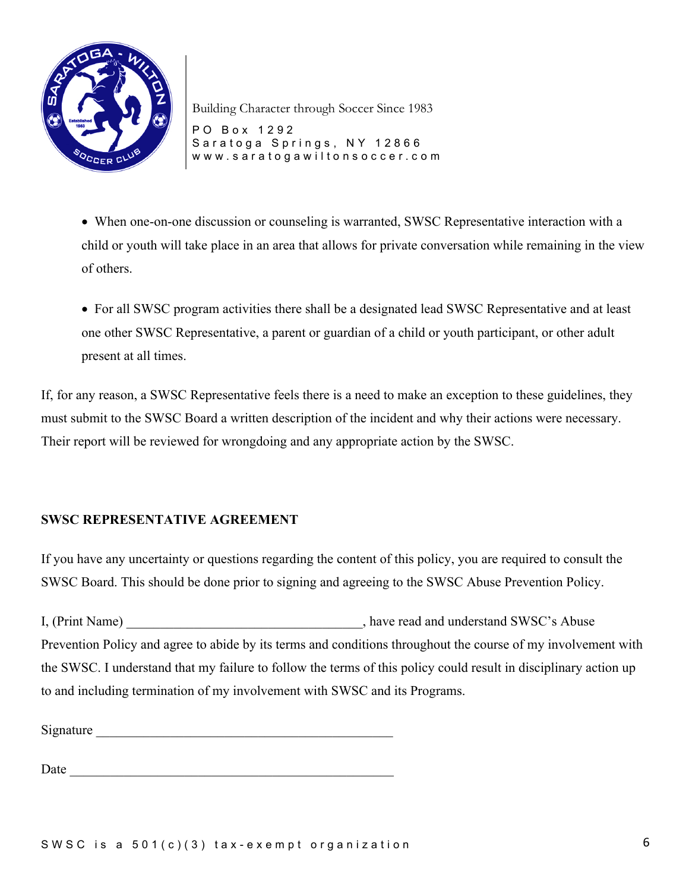- When one-on-one discussion or counseling is warranted, SWSC Representative interaction with a child or youth will take place in an area that allows for private conversation while remaining in the view of others.

- For all SWSC program activities there shall be a designated lead SWSC Representative and at least one other SWSC Representative, a parent or guardian of a child or youth participant, or other adult present at all times.

If, for any reason, a SWSC Representative feels there is a need to make an exception to these guidelines, they must submit to the SWSC Board a written description of the incident and why their actions were necessary. Their report will be reviewed for wrongdoing and any appropriate action by the SWSC.

**SWSC REPRESENTATIVE AGREEMENT**

If you have any uncertainty or questions regarding the content of this policy, you are required to consult the SWSC Board. This should be done prior to signing and agreeing to the SWSC Abuse Prevention Policy.

I, (Print Name) ___________________________________, have read and understand SWSC's Abuse Prevention Policy and agree to abide by its terms and conditions throughout the course of my involvement with the SWSC. I understand that my failure to follow the terms of this policy could result in disciplinary action up to and including termination of my involvement with SWSC and its Programs.

Signature ____________________________________________

Date ________________________________________________